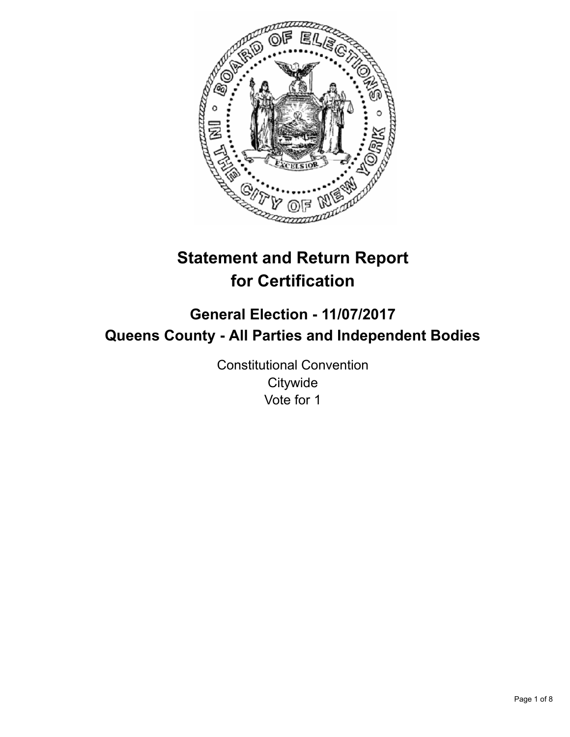# Statement and Return Report for Certification

## General Election - 11/07/2017
## Queens County - All Parties and Independent Bodies

Constitutional Convention
Citywide
Vote for 1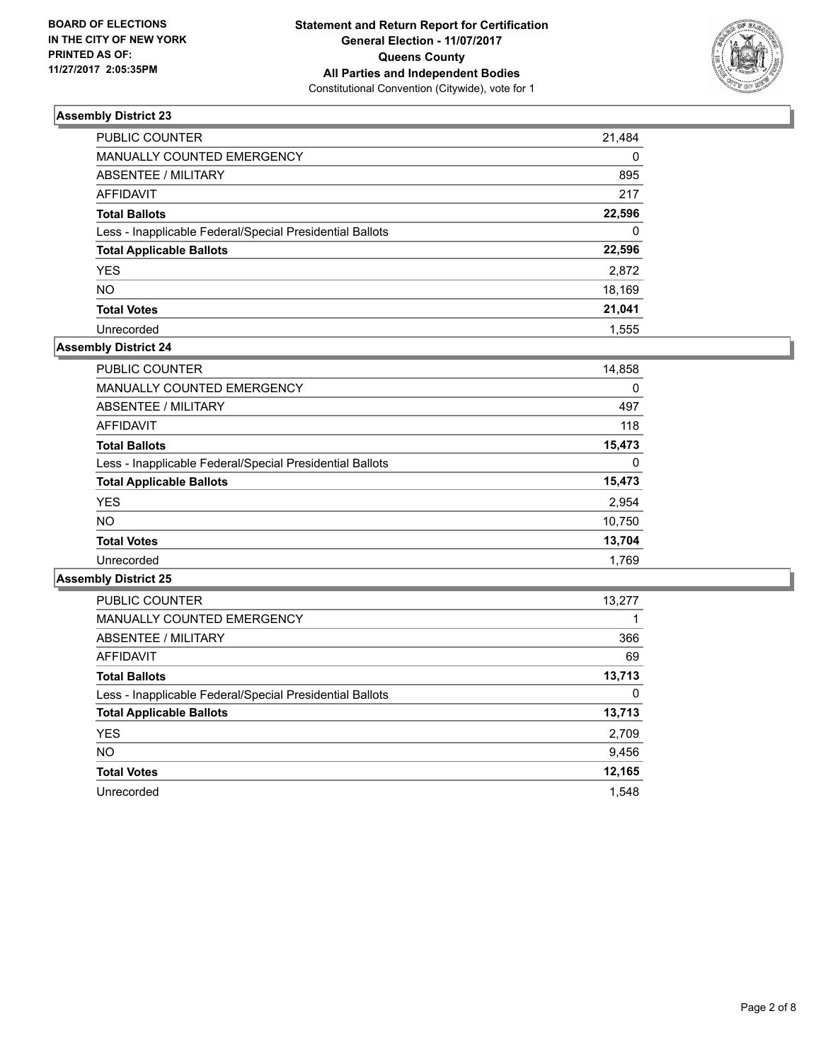**BOARD OF ELECTIONS**
**IN THE CITY OF NEW YORK**
**PRINTED AS OF:**
**11/27/2017 2:05:35PM**

**Statement and Return Report for Certification**
**General Election - 11/07/2017**
**Queens County**
**All Parties and Independent Bodies**
Constitutional Convention (Citywide), vote for 1

### Assembly District 23

| | |
|---|---|
| PUBLIC COUNTER | 21,484 |
| MANUALLY COUNTED EMERGENCY | 0 |
| ABSENTEE / MILITARY | 895 |
| AFFIDAVIT | 217 |
| **Total Ballots** | **22,596** |
| Less - Inapplicable Federal/Special Presidential Ballots | 0 |
| **Total Applicable Ballots** | **22,596** |
| YES | 2,872 |
| NO | 18,169 |
| **Total Votes** | **21,041** |
| Unrecorded | 1,555 |

### Assembly District 24

| | |
|---|---|
| PUBLIC COUNTER | 14,858 |
| MANUALLY COUNTED EMERGENCY | 0 |
| ABSENTEE / MILITARY | 497 |
| AFFIDAVIT | 118 |
| **Total Ballots** | **15,473** |
| Less - Inapplicable Federal/Special Presidential Ballots | 0 |
| **Total Applicable Ballots** | **15,473** |
| YES | 2,954 |
| NO | 10,750 |
| **Total Votes** | **13,704** |
| Unrecorded | 1,769 |

### Assembly District 25

| | |
|---|---|
| PUBLIC COUNTER | 13,277 |
| MANUALLY COUNTED EMERGENCY | 1 |
| ABSENTEE / MILITARY | 366 |
| AFFIDAVIT | 69 |
| **Total Ballots** | **13,713** |
| Less - Inapplicable Federal/Special Presidential Ballots | 0 |
| **Total Applicable Ballots** | **13,713** |
| YES | 2,709 |
| NO | 9,456 |
| **Total Votes** | **12,165** |
| Unrecorded | 1,548 |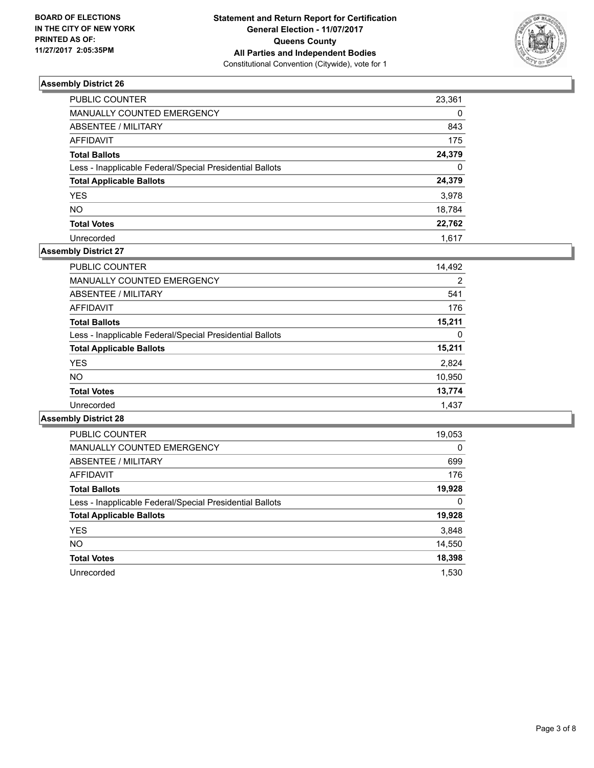**BOARD OF ELECTIONS IN THE CITY OF NEW YORK PRINTED AS OF: 11/27/2017 2:05:35PM**

**Statement and Return Report for Certification General Election - 11/07/2017 Queens County All Parties and Independent Bodies**
Constitutional Convention (Citywide), vote for 1

### Assembly District 26

| | |
|---|---|
| PUBLIC COUNTER | 23,361 |
| MANUALLY COUNTED EMERGENCY | 0 |
| ABSENTEE / MILITARY | 843 |
| AFFIDAVIT | 175 |
| **Total Ballots** | **24,379** |
| Less - Inapplicable Federal/Special Presidential Ballots | 0 |
| **Total Applicable Ballots** | **24,379** |
| YES | 3,978 |
| NO | 18,784 |
| **Total Votes** | **22,762** |
| Unrecorded | 1,617 |

### Assembly District 27

| | |
|---|---|
| PUBLIC COUNTER | 14,492 |
| MANUALLY COUNTED EMERGENCY | 2 |
| ABSENTEE / MILITARY | 541 |
| AFFIDAVIT | 176 |
| **Total Ballots** | **15,211** |
| Less - Inapplicable Federal/Special Presidential Ballots | 0 |
| **Total Applicable Ballots** | **15,211** |
| YES | 2,824 |
| NO | 10,950 |
| **Total Votes** | **13,774** |
| Unrecorded | 1,437 |

### Assembly District 28

| | |
|---|---|
| PUBLIC COUNTER | 19,053 |
| MANUALLY COUNTED EMERGENCY | 0 |
| ABSENTEE / MILITARY | 699 |
| AFFIDAVIT | 176 |
| **Total Ballots** | **19,928** |
| Less - Inapplicable Federal/Special Presidential Ballots | 0 |
| **Total Applicable Ballots** | **19,928** |
| YES | 3,848 |
| NO | 14,550 |
| **Total Votes** | **18,398** |
| Unrecorded | 1,530 |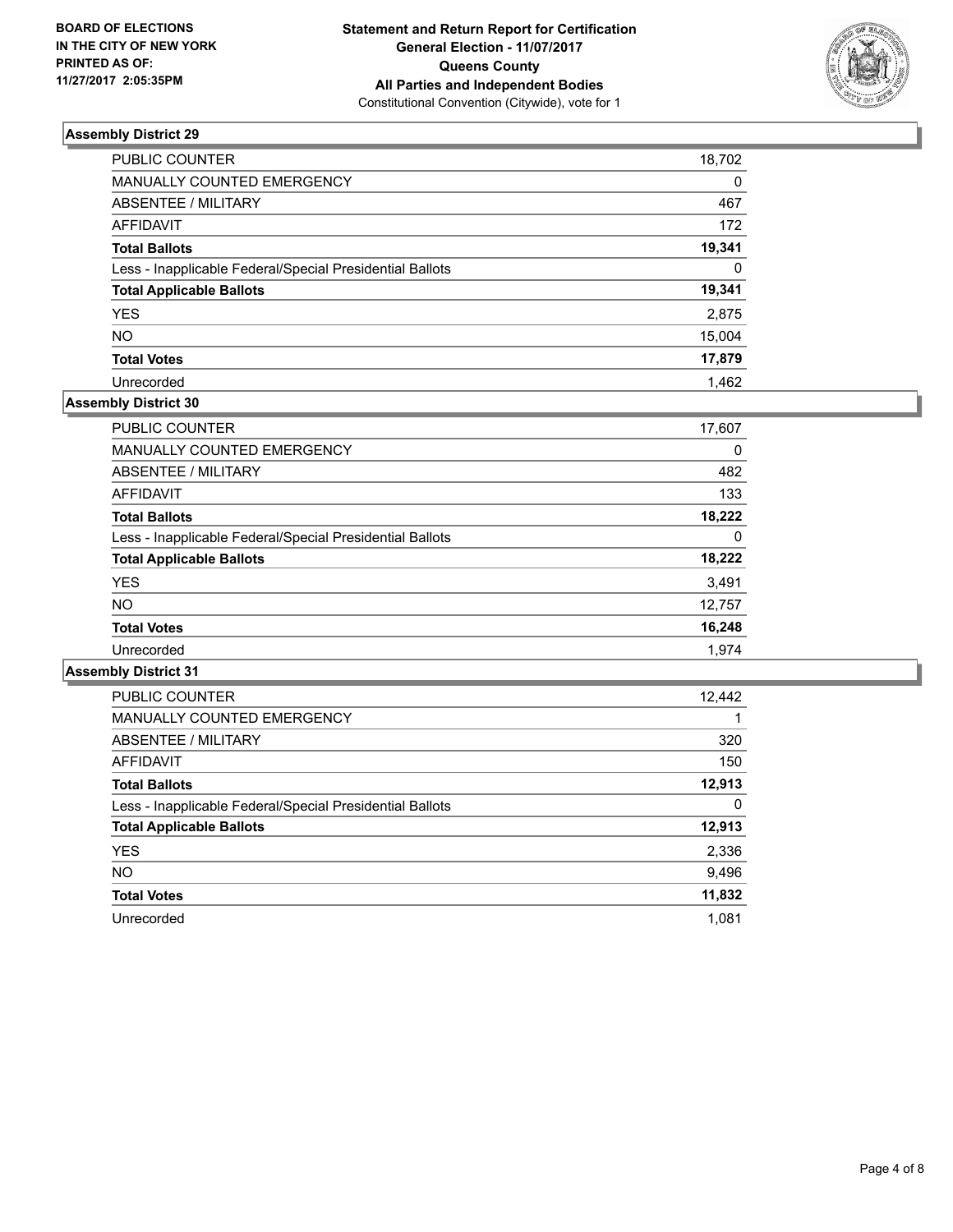**BOARD OF ELECTIONS IN THE CITY OF NEW YORK PRINTED AS OF: 11/27/2017 2:05:35PM**

**Statement and Return Report for Certification**
**General Election - 11/07/2017**
**Queens County**
**All Parties and Independent Bodies**
Constitutional Convention (Citywide), vote for 1

### Assembly District 29

| | |
|---|---|
| PUBLIC COUNTER | 18,702 |
| MANUALLY COUNTED EMERGENCY | 0 |
| ABSENTEE / MILITARY | 467 |
| AFFIDAVIT | 172 |
| **Total Ballots** | **19,341** |
| Less - Inapplicable Federal/Special Presidential Ballots | 0 |
| **Total Applicable Ballots** | **19,341** |
| YES | 2,875 |
| NO | 15,004 |
| **Total Votes** | **17,879** |
| Unrecorded | 1,462 |

### Assembly District 30

| | |
|---|---|
| PUBLIC COUNTER | 17,607 |
| MANUALLY COUNTED EMERGENCY | 0 |
| ABSENTEE / MILITARY | 482 |
| AFFIDAVIT | 133 |
| **Total Ballots** | **18,222** |
| Less - Inapplicable Federal/Special Presidential Ballots | 0 |
| **Total Applicable Ballots** | **18,222** |
| YES | 3,491 |
| NO | 12,757 |
| **Total Votes** | **16,248** |
| Unrecorded | 1,974 |

### Assembly District 31

| | |
|---|---|
| PUBLIC COUNTER | 12,442 |
| MANUALLY COUNTED EMERGENCY | 1 |
| ABSENTEE / MILITARY | 320 |
| AFFIDAVIT | 150 |
| **Total Ballots** | **12,913** |
| Less - Inapplicable Federal/Special Presidential Ballots | 0 |
| **Total Applicable Ballots** | **12,913** |
| YES | 2,336 |
| NO | 9,496 |
| **Total Votes** | **11,832** |
| Unrecorded | 1,081 |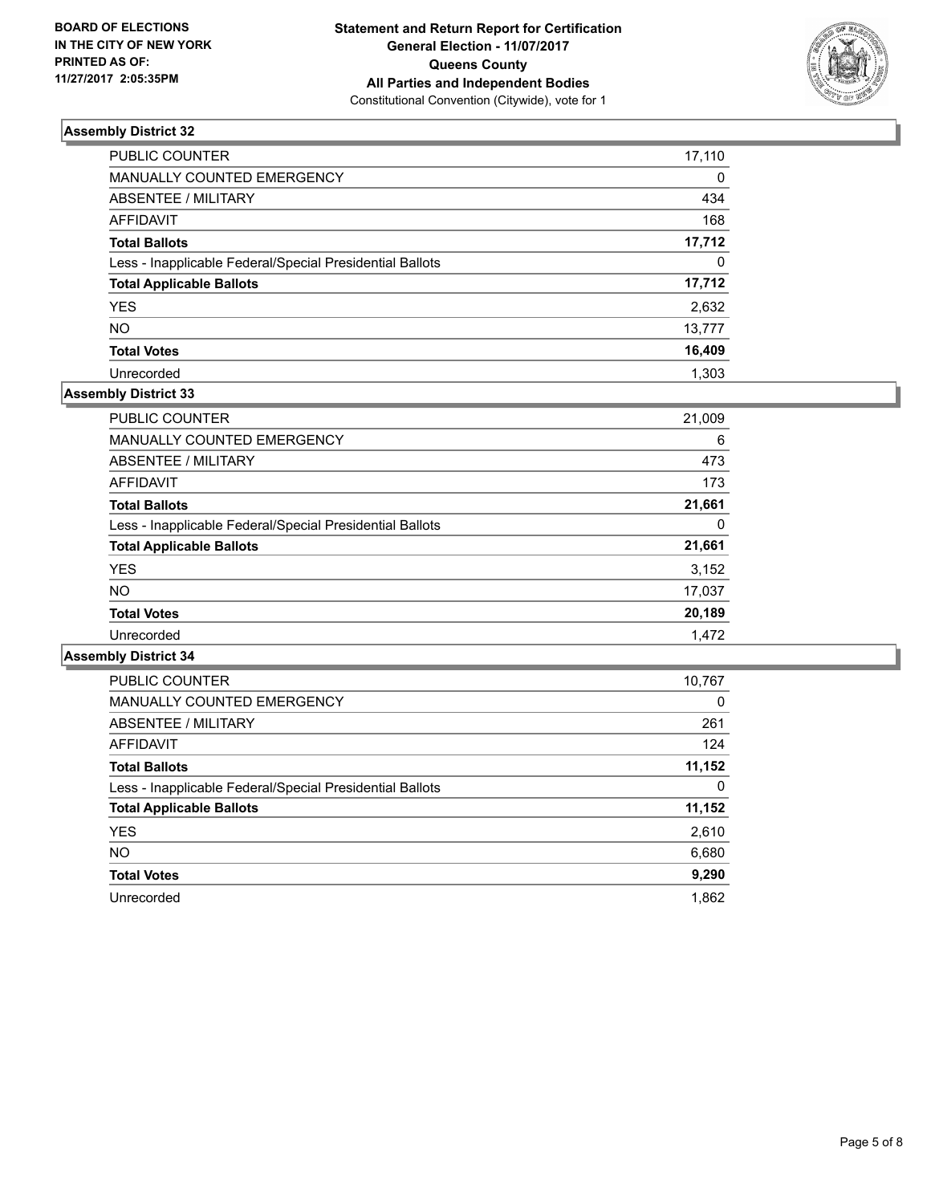BOARD OF ELECTIONS
IN THE CITY OF NEW YORK
PRINTED AS OF:
11/27/2017 2:05:35PM

**Statement and Return Report for Certification**
**General Election - 11/07/2017**
**Queens County**
**All Parties and Independent Bodies**
Constitutional Convention (Citywide), vote for 1

### Assembly District 32

| | |
|---|---|
| PUBLIC COUNTER | 17,110 |
| MANUALLY COUNTED EMERGENCY | 0 |
| ABSENTEE / MILITARY | 434 |
| AFFIDAVIT | 168 |
| **Total Ballots** | **17,712** |
| Less - Inapplicable Federal/Special Presidential Ballots | 0 |
| **Total Applicable Ballots** | **17,712** |
| YES | 2,632 |
| NO | 13,777 |
| **Total Votes** | **16,409** |
| Unrecorded | 1,303 |

### Assembly District 33

| | |
|---|---|
| PUBLIC COUNTER | 21,009 |
| MANUALLY COUNTED EMERGENCY | 6 |
| ABSENTEE / MILITARY | 473 |
| AFFIDAVIT | 173 |
| **Total Ballots** | **21,661** |
| Less - Inapplicable Federal/Special Presidential Ballots | 0 |
| **Total Applicable Ballots** | **21,661** |
| YES | 3,152 |
| NO | 17,037 |
| **Total Votes** | **20,189** |
| Unrecorded | 1,472 |

### Assembly District 34

| | |
|---|---|
| PUBLIC COUNTER | 10,767 |
| MANUALLY COUNTED EMERGENCY | 0 |
| ABSENTEE / MILITARY | 261 |
| AFFIDAVIT | 124 |
| **Total Ballots** | **11,152** |
| Less - Inapplicable Federal/Special Presidential Ballots | 0 |
| **Total Applicable Ballots** | **11,152** |
| YES | 2,610 |
| NO | 6,680 |
| **Total Votes** | **9,290** |
| Unrecorded | 1,862 |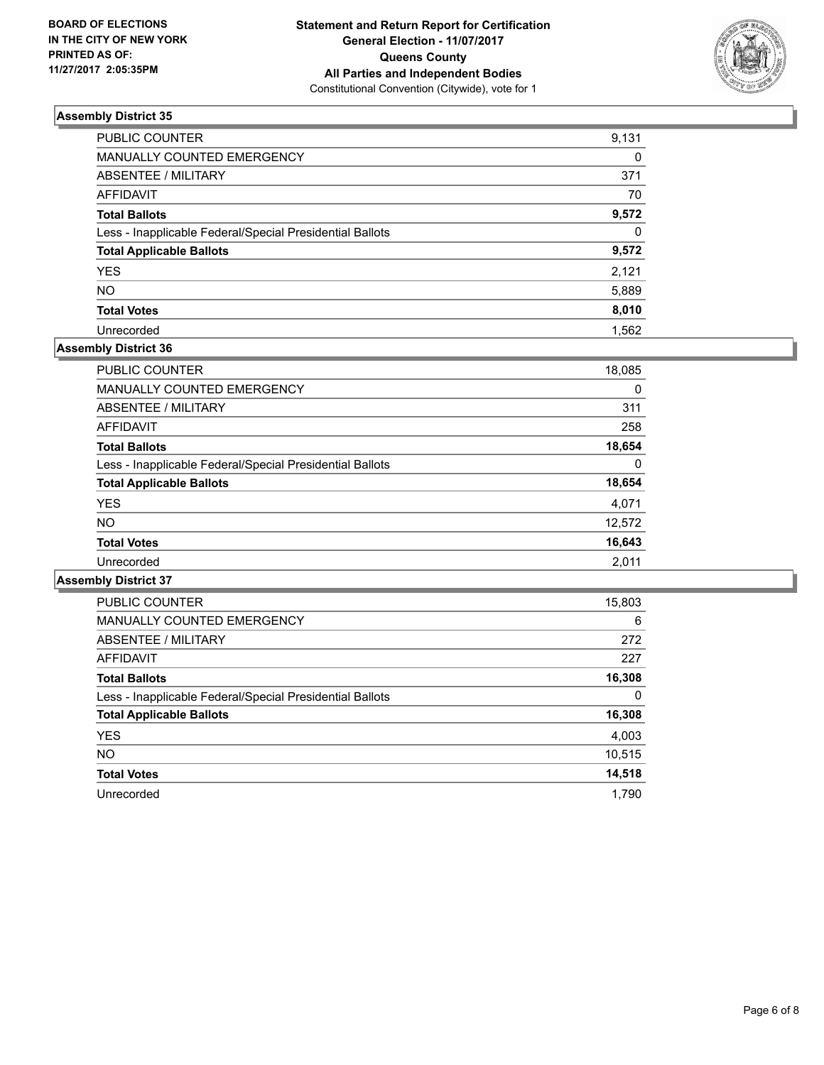**BOARD OF ELECTIONS IN THE CITY OF NEW YORK PRINTED AS OF: 11/27/2017 2:05:35PM**

**Statement and Return Report for Certification**
**General Election - 11/07/2017**
**Queens County**
**All Parties and Independent Bodies**
Constitutional Convention (Citywide), vote for 1

### Assembly District 35

| | |
|---|---|
| PUBLIC COUNTER | 9,131 |
| MANUALLY COUNTED EMERGENCY | 0 |
| ABSENTEE / MILITARY | 371 |
| AFFIDAVIT | 70 |
| **Total Ballots** | **9,572** |
| Less - Inapplicable Federal/Special Presidential Ballots | 0 |
| **Total Applicable Ballots** | **9,572** |
| YES | 2,121 |
| NO | 5,889 |
| **Total Votes** | **8,010** |
| Unrecorded | 1,562 |

### Assembly District 36

| | |
|---|---|
| PUBLIC COUNTER | 18,085 |
| MANUALLY COUNTED EMERGENCY | 0 |
| ABSENTEE / MILITARY | 311 |
| AFFIDAVIT | 258 |
| **Total Ballots** | **18,654** |
| Less - Inapplicable Federal/Special Presidential Ballots | 0 |
| **Total Applicable Ballots** | **18,654** |
| YES | 4,071 |
| NO | 12,572 |
| **Total Votes** | **16,643** |
| Unrecorded | 2,011 |

### Assembly District 37

| | |
|---|---|
| PUBLIC COUNTER | 15,803 |
| MANUALLY COUNTED EMERGENCY | 6 |
| ABSENTEE / MILITARY | 272 |
| AFFIDAVIT | 227 |
| **Total Ballots** | **16,308** |
| Less - Inapplicable Federal/Special Presidential Ballots | 0 |
| **Total Applicable Ballots** | **16,308** |
| YES | 4,003 |
| NO | 10,515 |
| **Total Votes** | **14,518** |
| Unrecorded | 1,790 |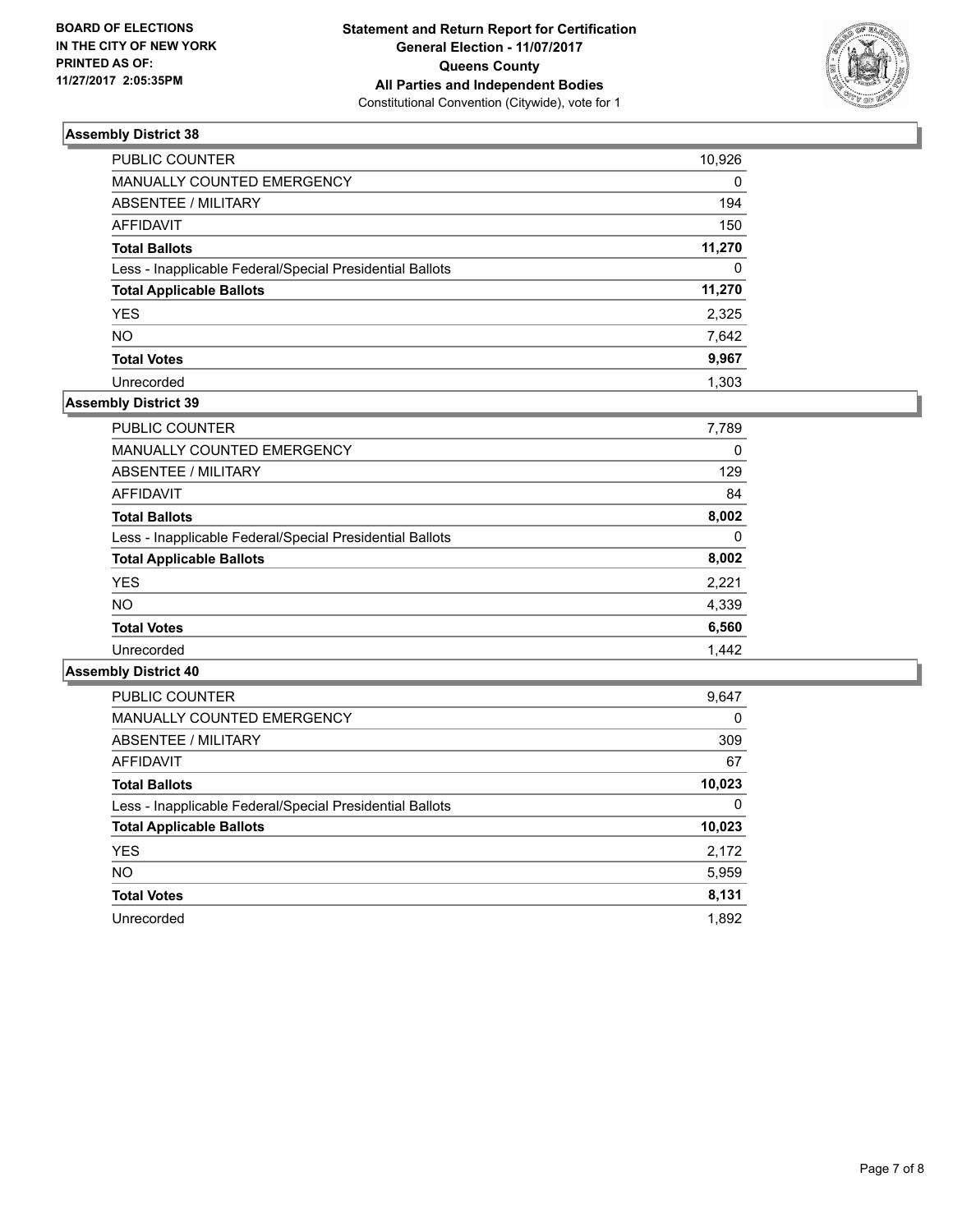**BOARD OF ELECTIONS IN THE CITY OF NEW YORK PRINTED AS OF: 11/27/2017 2:05:35PM**

**Statement and Return Report for Certification General Election - 11/07/2017 Queens County All Parties and Independent Bodies**
Constitutional Convention (Citywide), vote for 1

## Assembly District 38

| | |
|---|---|
| PUBLIC COUNTER | 10,926 |
| MANUALLY COUNTED EMERGENCY | 0 |
| ABSENTEE / MILITARY | 194 |
| AFFIDAVIT | 150 |
| **Total Ballots** | **11,270** |
| Less - Inapplicable Federal/Special Presidential Ballots | 0 |
| **Total Applicable Ballots** | **11,270** |
| YES | 2,325 |
| NO | 7,642 |
| **Total Votes** | **9,967** |
| Unrecorded | 1,303 |

## Assembly District 39

| | |
|---|---|
| PUBLIC COUNTER | 7,789 |
| MANUALLY COUNTED EMERGENCY | 0 |
| ABSENTEE / MILITARY | 129 |
| AFFIDAVIT | 84 |
| **Total Ballots** | **8,002** |
| Less - Inapplicable Federal/Special Presidential Ballots | 0 |
| **Total Applicable Ballots** | **8,002** |
| YES | 2,221 |
| NO | 4,339 |
| **Total Votes** | **6,560** |
| Unrecorded | 1,442 |

## Assembly District 40

| | |
|---|---|
| PUBLIC COUNTER | 9,647 |
| MANUALLY COUNTED EMERGENCY | 0 |
| ABSENTEE / MILITARY | 309 |
| AFFIDAVIT | 67 |
| **Total Ballots** | **10,023** |
| Less - Inapplicable Federal/Special Presidential Ballots | 0 |
| **Total Applicable Ballots** | **10,023** |
| YES | 2,172 |
| NO | 5,959 |
| **Total Votes** | **8,131** |
| Unrecorded | 1,892 |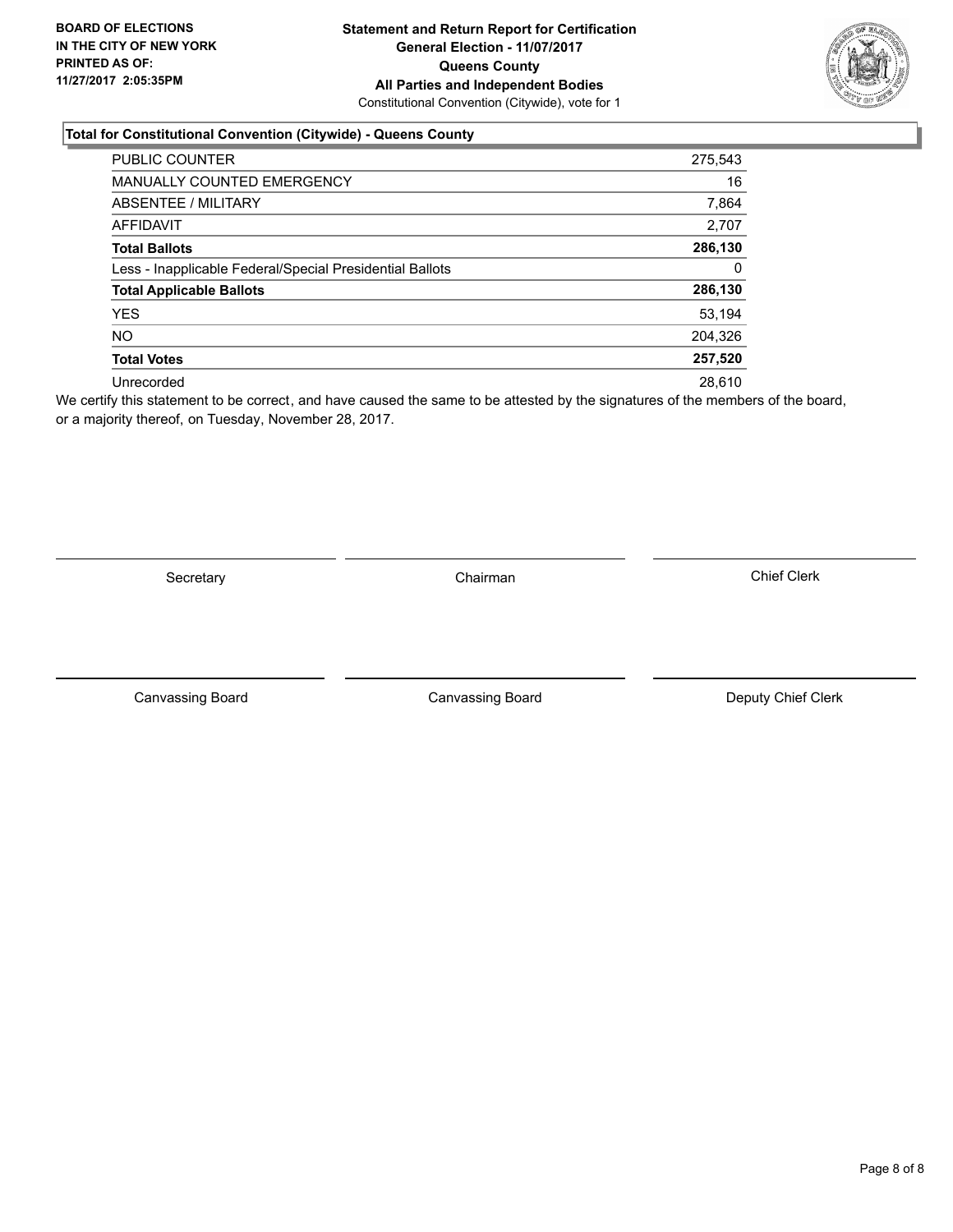**BOARD OF ELECTIONS IN THE CITY OF NEW YORK PRINTED AS OF: 11/27/2017 2:05:35PM**

**Statement and Return Report for Certification**
**General Election - 11/07/2017**
**Queens County**
**All Parties and Independent Bodies**
Constitutional Convention (Citywide), vote for 1

**Total for Constitutional Convention (Citywide) - Queens County**

| | |
|---|---|
| PUBLIC COUNTER | 275,543 |
| MANUALLY COUNTED EMERGENCY | 16 |
| ABSENTEE / MILITARY | 7,864 |
| AFFIDAVIT | 2,707 |
| **Total Ballots** | **286,130** |
| Less - Inapplicable Federal/Special Presidential Ballots | 0 |
| **Total Applicable Ballots** | **286,130** |
| YES | 53,194 |
| NO | 204,326 |
| **Total Votes** | **257,520** |
| Unrecorded | 28,610 |

We certify this statement to be correct, and have caused the same to be attested by the signatures of the members of the board, or a majority thereof, on Tuesday, November 28, 2017.

Secretary | Chairman | Chief Clerk

Canvassing Board | Canvassing Board | Deputy Chief Clerk